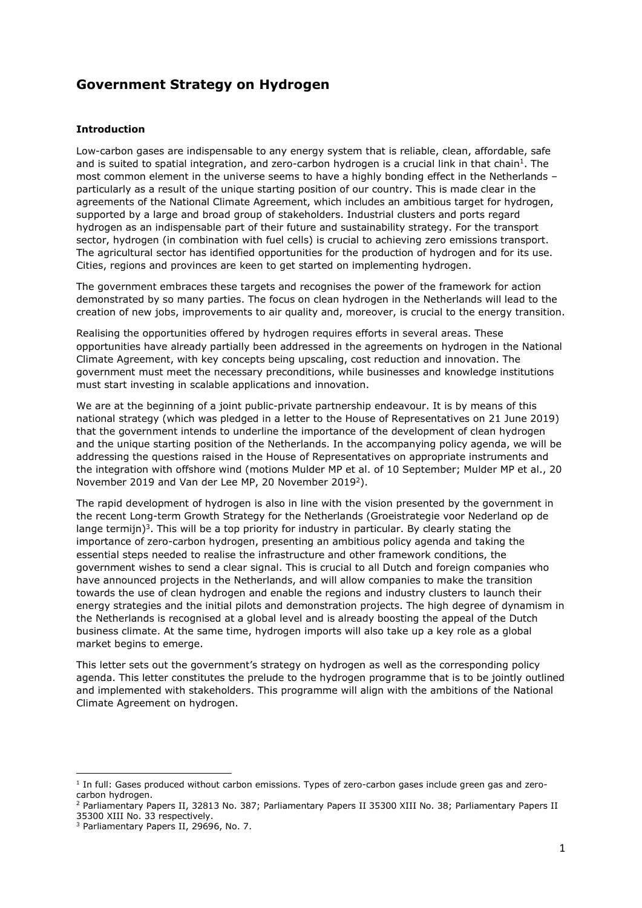# Government Strategy on Hydrogen

**Introduction**

Low-carbon gases are indispensable to any energy system that is reliable, clean, affordable, safe and is suited to spatial integration, and zero-carbon hydrogen is a crucial link in that chain[1]. The most common element in the universe seems to have a highly bonding effect in the Netherlands – particularly as a result of the unique starting position of our country. This is made clear in the agreements of the National Climate Agreement, which includes an ambitious target for hydrogen, supported by a large and broad group of stakeholders. Industrial clusters and ports regard hydrogen as an indispensable part of their future and sustainability strategy. For the transport sector, hydrogen (in combination with fuel cells) is crucial to achieving zero emissions transport. The agricultural sector has identified opportunities for the production of hydrogen and for its use. Cities, regions and provinces are keen to get started on implementing hydrogen.

The government embraces these targets and recognises the power of the framework for action demonstrated by so many parties. The focus on clean hydrogen in the Netherlands will lead to the creation of new jobs, improvements to air quality and, moreover, is crucial to the energy transition.

Realising the opportunities offered by hydrogen requires efforts in several areas. These opportunities have already partially been addressed in the agreements on hydrogen in the National Climate Agreement, with key concepts being upscaling, cost reduction and innovation. The government must meet the necessary preconditions, while businesses and knowledge institutions must start investing in scalable applications and innovation.

We are at the beginning of a joint public-private partnership endeavour. It is by means of this national strategy (which was pledged in a letter to the House of Representatives on 21 June 2019) that the government intends to underline the importance of the development of clean hydrogen and the unique starting position of the Netherlands. In the accompanying policy agenda, we will be addressing the questions raised in the House of Representatives on appropriate instruments and the integration with offshore wind (motions Mulder MP et al. of 10 September; Mulder MP et al., 20 November 2019 and Van der Lee MP, 20 November 2019[2]).

The rapid development of hydrogen is also in line with the vision presented by the government in the recent Long-term Growth Strategy for the Netherlands (Groeistrategie voor Nederland op de lange termijn)[3]. This will be a top priority for industry in particular. By clearly stating the importance of zero-carbon hydrogen, presenting an ambitious policy agenda and taking the essential steps needed to realise the infrastructure and other framework conditions, the government wishes to send a clear signal. This is crucial to all Dutch and foreign companies who have announced projects in the Netherlands, and will allow companies to make the transition towards the use of clean hydrogen and enable the regions and industry clusters to launch their energy strategies and the initial pilots and demonstration projects. The high degree of dynamism in the Netherlands is recognised at a global level and is already boosting the appeal of the Dutch business climate. At the same time, hydrogen imports will also take up a key role as a global market begins to emerge.

This letter sets out the government's strategy on hydrogen as well as the corresponding policy agenda. This letter constitutes the prelude to the hydrogen programme that is to be jointly outlined and implemented with stakeholders. This programme will align with the ambitions of the National Climate Agreement on hydrogen.

---

[1] In full: Gases produced without carbon emissions. Types of zero-carbon gases include green gas and zero-carbon hydrogen.

[2] Parliamentary Papers II, 32813 No. 387; Parliamentary Papers II 35300 XIII No. 38; Parliamentary Papers II 35300 XIII No. 33 respectively.

[3] Parliamentary Papers II, 29696, No. 7.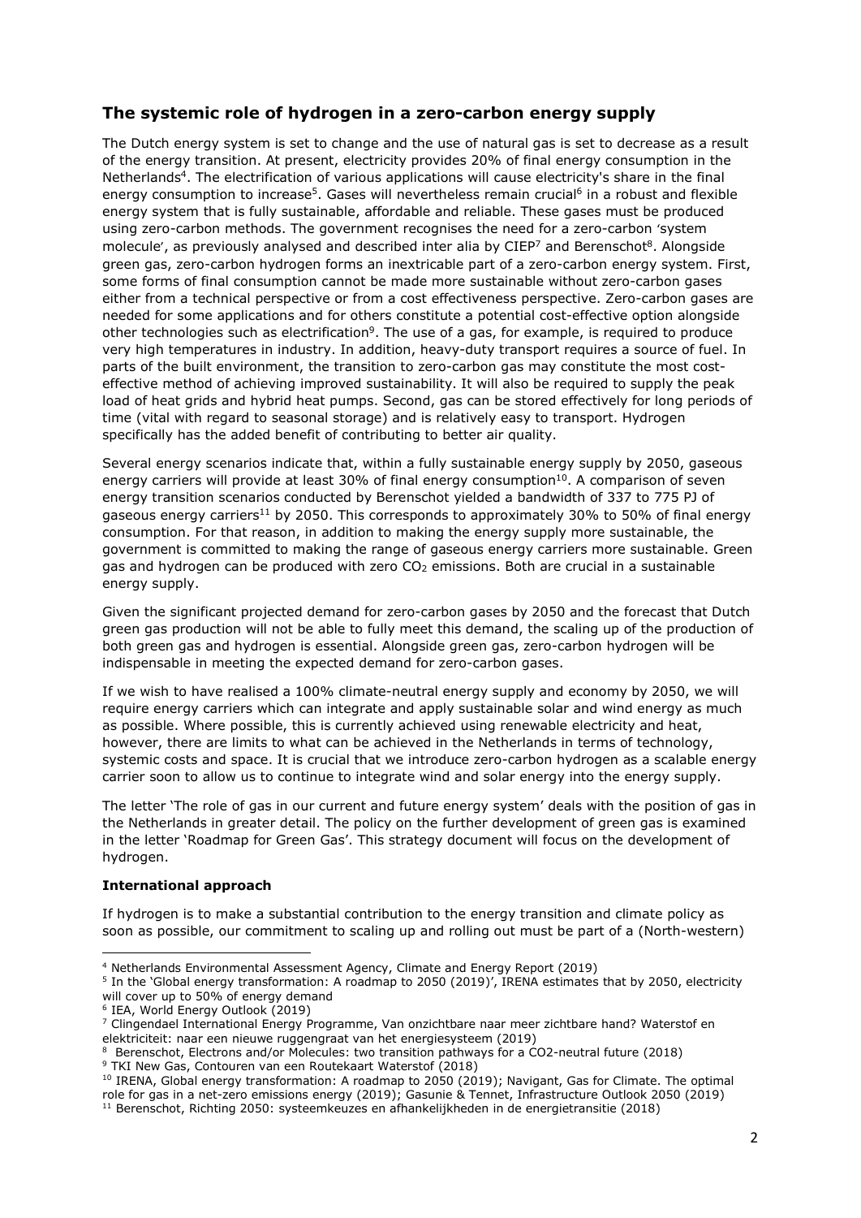## The systemic role of hydrogen in a zero-carbon energy supply

The Dutch energy system is set to change and the use of natural gas is set to decrease as a result of the energy transition. At present, electricity provides 20% of final energy consumption in the Netherlands[4]. The electrification of various applications will cause electricity's share in the final energy consumption to increase[5]. Gases will nevertheless remain crucial[6] in a robust and flexible energy system that is fully sustainable, affordable and reliable. These gases must be produced using zero-carbon methods. The government recognises the need for a zero-carbon 'system molecule', as previously analysed and described inter alia by CIEP[7] and Berenschot[8]. Alongside green gas, zero-carbon hydrogen forms an inextricable part of a zero-carbon energy system. First, some forms of final consumption cannot be made more sustainable without zero-carbon gases either from a technical perspective or from a cost effectiveness perspective. Zero-carbon gases are needed for some applications and for others constitute a potential cost-effective option alongside other technologies such as electrification[9]. The use of a gas, for example, is required to produce very high temperatures in industry. In addition, heavy-duty transport requires a source of fuel. In parts of the built environment, the transition to zero-carbon gas may constitute the most cost-effective method of achieving improved sustainability. It will also be required to supply the peak load of heat grids and hybrid heat pumps. Second, gas can be stored effectively for long periods of time (vital with regard to seasonal storage) and is relatively easy to transport. Hydrogen specifically has the added benefit of contributing to better air quality.

Several energy scenarios indicate that, within a fully sustainable energy supply by 2050, gaseous energy carriers will provide at least 30% of final energy consumption[10]. A comparison of seven energy transition scenarios conducted by Berenschot yielded a bandwidth of 337 to 775 PJ of gaseous energy carriers[11] by 2050. This corresponds to approximately 30% to 50% of final energy consumption. For that reason, in addition to making the energy supply more sustainable, the government is committed to making the range of gaseous energy carriers more sustainable. Green gas and hydrogen can be produced with zero $CO_2$ emissions. Both are crucial in a sustainable energy supply.

Given the significant projected demand for zero-carbon gases by 2050 and the forecast that Dutch green gas production will not be able to fully meet this demand, the scaling up of the production of both green gas and hydrogen is essential. Alongside green gas, zero-carbon hydrogen will be indispensable in meeting the expected demand for zero-carbon gases.

If we wish to have realised a 100% climate-neutral energy supply and economy by 2050, we will require energy carriers which can integrate and apply sustainable solar and wind energy as much as possible. Where possible, this is currently achieved using renewable electricity and heat, however, there are limits to what can be achieved in the Netherlands in terms of technology, systemic costs and space. It is crucial that we introduce zero-carbon hydrogen as a scalable energy carrier soon to allow us to continue to integrate wind and solar energy into the energy supply.

The letter 'The role of gas in our current and future energy system' deals with the position of gas in the Netherlands in greater detail. The policy on the further development of green gas is examined in the letter 'Roadmap for Green Gas'. This strategy document will focus on the development of hydrogen.

### International approach

If hydrogen is to make a substantial contribution to the energy transition and climate policy as soon as possible, our commitment to scaling up and rolling out must be part of a (North-western)

---

[4] Netherlands Environmental Assessment Agency, Climate and Energy Report (2019)

[5] In the 'Global energy transformation: A roadmap to 2050 (2019)', IRENA estimates that by 2050, electricity will cover up to 50% of energy demand

[6] IEA, World Energy Outlook (2019)

[7] Clingendael International Energy Programme, Van onzichtbare naar meer zichtbare hand? Waterstof en elektriciteit: naar een nieuwe ruggengraat van het energiesysteem (2019)

[8] Berenschot, Electrons and/or Molecules: two transition pathways for a CO2-neutral future (2018)

[9] TKI New Gas, Contouren van een Routekaart Waterstof (2018)

[10] IRENA, Global energy transformation: A roadmap to 2050 (2019); Navigant, Gas for Climate. The optimal role for gas in a net-zero emissions energy (2019); Gasunie & Tennet, Infrastructure Outlook 2050 (2019)

[11] Berenschot, Richting 2050: systeemkeuzes en afhankelijkheden in de energietransitie (2018)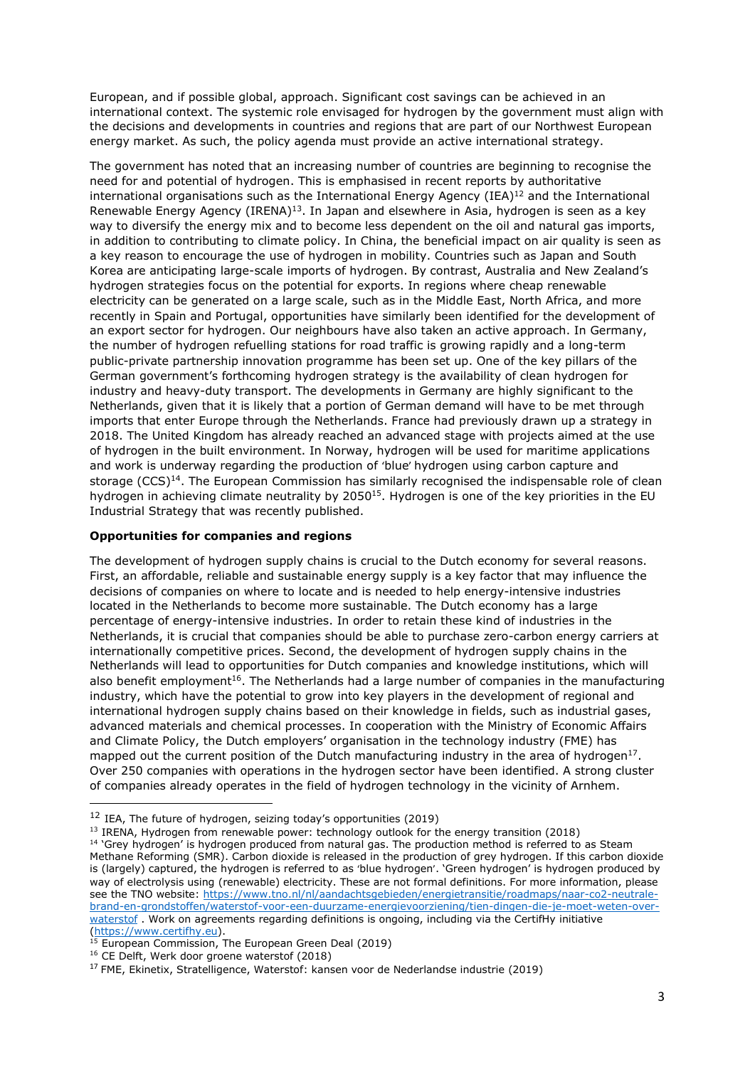European, and if possible global, approach. Significant cost savings can be achieved in an international context. The systemic role envisaged for hydrogen by the government must align with the decisions and developments in countries and regions that are part of our Northwest European energy market. As such, the policy agenda must provide an active international strategy.

The government has noted that an increasing number of countries are beginning to recognise the need for and potential of hydrogen. This is emphasised in recent reports by authoritative international organisations such as the International Energy Agency (IEA)[12] and the International Renewable Energy Agency (IRENA)[13]. In Japan and elsewhere in Asia, hydrogen is seen as a key way to diversify the energy mix and to become less dependent on the oil and natural gas imports, in addition to contributing to climate policy. In China, the beneficial impact on air quality is seen as a key reason to encourage the use of hydrogen in mobility. Countries such as Japan and South Korea are anticipating large-scale imports of hydrogen. By contrast, Australia and New Zealand's hydrogen strategies focus on the potential for exports. In regions where cheap renewable electricity can be generated on a large scale, such as in the Middle East, North Africa, and more recently in Spain and Portugal, opportunities have similarly been identified for the development of an export sector for hydrogen. Our neighbours have also taken an active approach. In Germany, the number of hydrogen refuelling stations for road traffic is growing rapidly and a long-term public-private partnership innovation programme has been set up. One of the key pillars of the German government's forthcoming hydrogen strategy is the availability of clean hydrogen for industry and heavy-duty transport. The developments in Germany are highly significant to the Netherlands, given that it is likely that a portion of German demand will have to be met through imports that enter Europe through the Netherlands. France had previously drawn up a strategy in 2018. The United Kingdom has already reached an advanced stage with projects aimed at the use of hydrogen in the built environment. In Norway, hydrogen will be used for maritime applications and work is underway regarding the production of 'blue' hydrogen using carbon capture and storage (CCS)[14]. The European Commission has similarly recognised the indispensable role of clean hydrogen in achieving climate neutrality by 2050[15]. Hydrogen is one of the key priorities in the EU Industrial Strategy that was recently published.

**Opportunities for companies and regions**

The development of hydrogen supply chains is crucial to the Dutch economy for several reasons. First, an affordable, reliable and sustainable energy supply is a key factor that may influence the decisions of companies on where to locate and is needed to help energy-intensive industries located in the Netherlands to become more sustainable. The Dutch economy has a large percentage of energy-intensive industries. In order to retain these kind of industries in the Netherlands, it is crucial that companies should be able to purchase zero-carbon energy carriers at internationally competitive prices. Second, the development of hydrogen supply chains in the Netherlands will lead to opportunities for Dutch companies and knowledge institutions, which will also benefit employment[16]. The Netherlands had a large number of companies in the manufacturing industry, which have the potential to grow into key players in the development of regional and international hydrogen supply chains based on their knowledge in fields, such as industrial gases, advanced materials and chemical processes. In cooperation with the Ministry of Economic Affairs and Climate Policy, the Dutch employers' organisation in the technology industry (FME) has mapped out the current position of the Dutch manufacturing industry in the area of hydrogen[17]. Over 250 companies with operations in the hydrogen sector have been identified. A strong cluster of companies already operates in the field of hydrogen technology in the vicinity of Arnhem.

---

[12] IEA, The future of hydrogen, seizing today's opportunities (2019)

[13] IRENA, Hydrogen from renewable power: technology outlook for the energy transition (2018)

[14] 'Grey hydrogen' is hydrogen produced from natural gas. The production method is referred to as Steam Methane Reforming (SMR). Carbon dioxide is released in the production of grey hydrogen. If this carbon dioxide is (largely) captured, the hydrogen is referred to as 'blue hydrogen'. 'Green hydrogen' is hydrogen produced by way of electrolysis using (renewable) electricity. These are not formal definitions. For more information, please see the TNO website: https://www.tno.nl/nl/aandachtsgebieden/energietransitie/roadmaps/naar-co2-neutrale-brand-en-grondstoffen/waterstof-voor-een-duurzame-energievoorziening/tien-dingen-die-je-moet-weten-over-waterstof . Work on agreements regarding definitions is ongoing, including via the CertifHy initiative (https://www.certifhy.eu).

[15] European Commission, The European Green Deal (2019)

[16] CE Delft, Werk door groene waterstof (2018)

[17] FME, Ekinetix, Stratelligence, Waterstof: kansen voor de Nederlandse industrie (2019)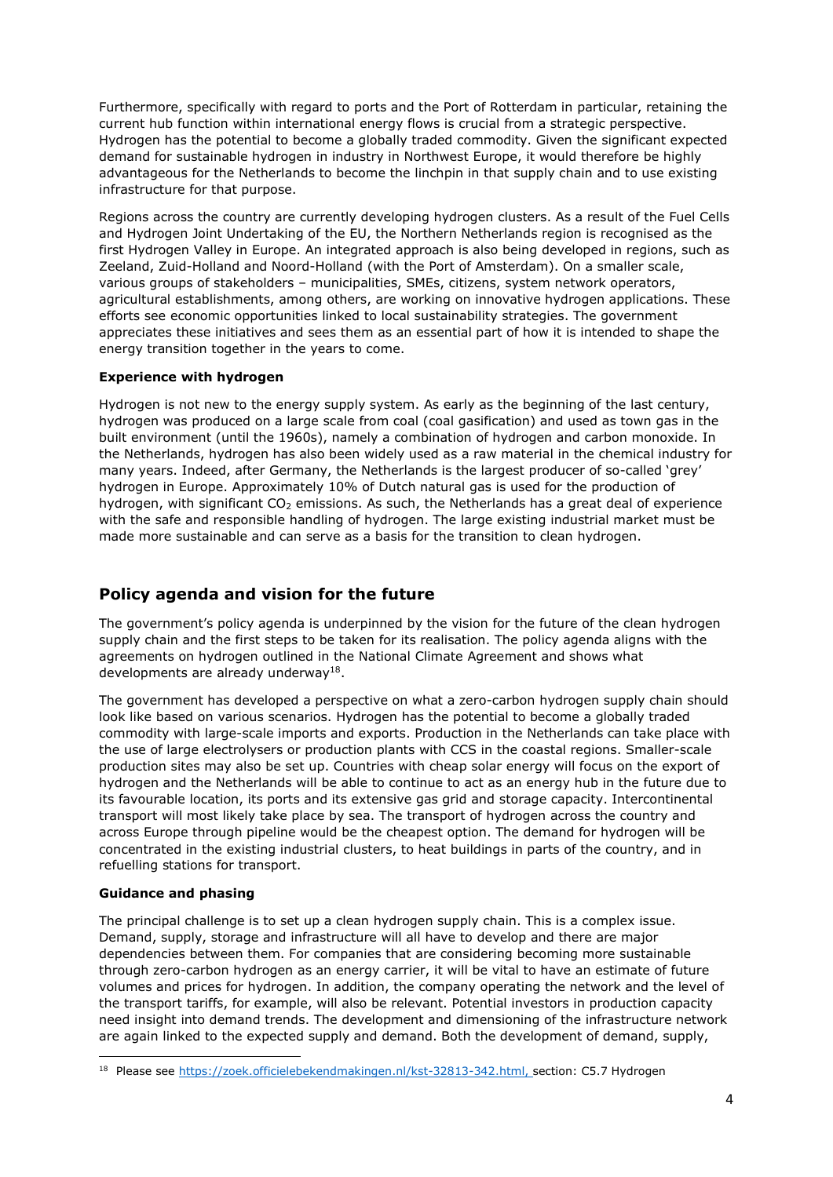Furthermore, specifically with regard to ports and the Port of Rotterdam in particular, retaining the current hub function within international energy flows is crucial from a strategic perspective. Hydrogen has the potential to become a globally traded commodity. Given the significant expected demand for sustainable hydrogen in industry in Northwest Europe, it would therefore be highly advantageous for the Netherlands to become the linchpin in that supply chain and to use existing infrastructure for that purpose.

Regions across the country are currently developing hydrogen clusters. As a result of the Fuel Cells and Hydrogen Joint Undertaking of the EU, the Northern Netherlands region is recognised as the first Hydrogen Valley in Europe. An integrated approach is also being developed in regions, such as Zeeland, Zuid-Holland and Noord-Holland (with the Port of Amsterdam). On a smaller scale, various groups of stakeholders – municipalities, SMEs, citizens, system network operators, agricultural establishments, among others, are working on innovative hydrogen applications. These efforts see economic opportunities linked to local sustainability strategies. The government appreciates these initiatives and sees them as an essential part of how it is intended to shape the energy transition together in the years to come.

**Experience with hydrogen**

Hydrogen is not new to the energy supply system. As early as the beginning of the last century, hydrogen was produced on a large scale from coal (coal gasification) and used as town gas in the built environment (until the 1960s), namely a combination of hydrogen and carbon monoxide. In the Netherlands, hydrogen has also been widely used as a raw material in the chemical industry for many years. Indeed, after Germany, the Netherlands is the largest producer of so-called 'grey' hydrogen in Europe. Approximately 10% of Dutch natural gas is used for the production of hydrogen, with significant $CO_2$ emissions. As such, the Netherlands has a great deal of experience with the safe and responsible handling of hydrogen. The large existing industrial market must be made more sustainable and can serve as a basis for the transition to clean hydrogen.

## Policy agenda and vision for the future

The government's policy agenda is underpinned by the vision for the future of the clean hydrogen supply chain and the first steps to be taken for its realisation. The policy agenda aligns with the agreements on hydrogen outlined in the National Climate Agreement and shows what developments are already underway[18].

The government has developed a perspective on what a zero-carbon hydrogen supply chain should look like based on various scenarios. Hydrogen has the potential to become a globally traded commodity with large-scale imports and exports. Production in the Netherlands can take place with the use of large electrolysers or production plants with CCS in the coastal regions. Smaller-scale production sites may also be set up. Countries with cheap solar energy will focus on the export of hydrogen and the Netherlands will be able to continue to act as an energy hub in the future due to its favourable location, its ports and its extensive gas grid and storage capacity. Intercontinental transport will most likely take place by sea. The transport of hydrogen across the country and across Europe through pipeline would be the cheapest option. The demand for hydrogen will be concentrated in the existing industrial clusters, to heat buildings in parts of the country, and in refuelling stations for transport.

**Guidance and phasing**

The principal challenge is to set up a clean hydrogen supply chain. This is a complex issue. Demand, supply, storage and infrastructure will all have to develop and there are major dependencies between them. For companies that are considering becoming more sustainable through zero-carbon hydrogen as an energy carrier, it will be vital to have an estimate of future volumes and prices for hydrogen. In addition, the company operating the network and the level of the transport tariffs, for example, will also be relevant. Potential investors in production capacity need insight into demand trends. The development and dimensioning of the infrastructure network are again linked to the expected supply and demand. Both the development of demand, supply,

[18] Please see https://zoek.officielebekendmakingen.nl/kst-32813-342.html, section: C5.7 Hydrogen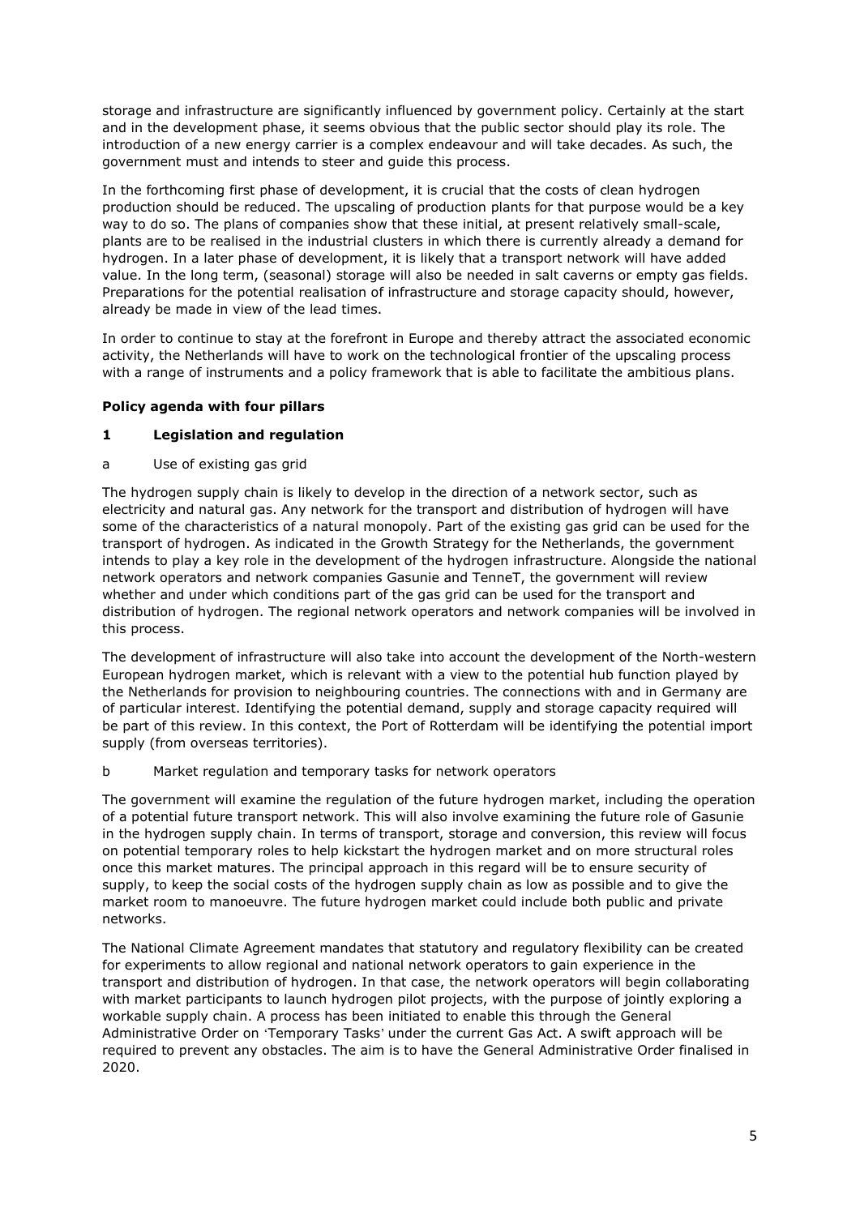storage and infrastructure are significantly influenced by government policy. Certainly at the start and in the development phase, it seems obvious that the public sector should play its role. The introduction of a new energy carrier is a complex endeavour and will take decades. As such, the government must and intends to steer and guide this process.

In the forthcoming first phase of development, it is crucial that the costs of clean hydrogen production should be reduced. The upscaling of production plants for that purpose would be a key way to do so. The plans of companies show that these initial, at present relatively small-scale, plants are to be realised in the industrial clusters in which there is currently already a demand for hydrogen. In a later phase of development, it is likely that a transport network will have added value. In the long term, (seasonal) storage will also be needed in salt caverns or empty gas fields. Preparations for the potential realisation of infrastructure and storage capacity should, however, already be made in view of the lead times.

In order to continue to stay at the forefront in Europe and thereby attract the associated economic activity, the Netherlands will have to work on the technological frontier of the upscaling process with a range of instruments and a policy framework that is able to facilitate the ambitious plans.

**Policy agenda with four pillars**

**1 Legislation and regulation**

a Use of existing gas grid

The hydrogen supply chain is likely to develop in the direction of a network sector, such as electricity and natural gas. Any network for the transport and distribution of hydrogen will have some of the characteristics of a natural monopoly. Part of the existing gas grid can be used for the transport of hydrogen. As indicated in the Growth Strategy for the Netherlands, the government intends to play a key role in the development of the hydrogen infrastructure. Alongside the national network operators and network companies Gasunie and TenneT, the government will review whether and under which conditions part of the gas grid can be used for the transport and distribution of hydrogen. The regional network operators and network companies will be involved in this process.

The development of infrastructure will also take into account the development of the North-western European hydrogen market, which is relevant with a view to the potential hub function played by the Netherlands for provision to neighbouring countries. The connections with and in Germany are of particular interest. Identifying the potential demand, supply and storage capacity required will be part of this review. In this context, the Port of Rotterdam will be identifying the potential import supply (from overseas territories).

b Market regulation and temporary tasks for network operators

The government will examine the regulation of the future hydrogen market, including the operation of a potential future transport network. This will also involve examining the future role of Gasunie in the hydrogen supply chain. In terms of transport, storage and conversion, this review will focus on potential temporary roles to help kickstart the hydrogen market and on more structural roles once this market matures. The principal approach in this regard will be to ensure security of supply, to keep the social costs of the hydrogen supply chain as low as possible and to give the market room to manoeuvre. The future hydrogen market could include both public and private networks.

The National Climate Agreement mandates that statutory and regulatory flexibility can be created for experiments to allow regional and national network operators to gain experience in the transport and distribution of hydrogen. In that case, the network operators will begin collaborating with market participants to launch hydrogen pilot projects, with the purpose of jointly exploring a workable supply chain. A process has been initiated to enable this through the General Administrative Order on 'Temporary Tasks' under the current Gas Act. A swift approach will be required to prevent any obstacles. The aim is to have the General Administrative Order finalised in 2020.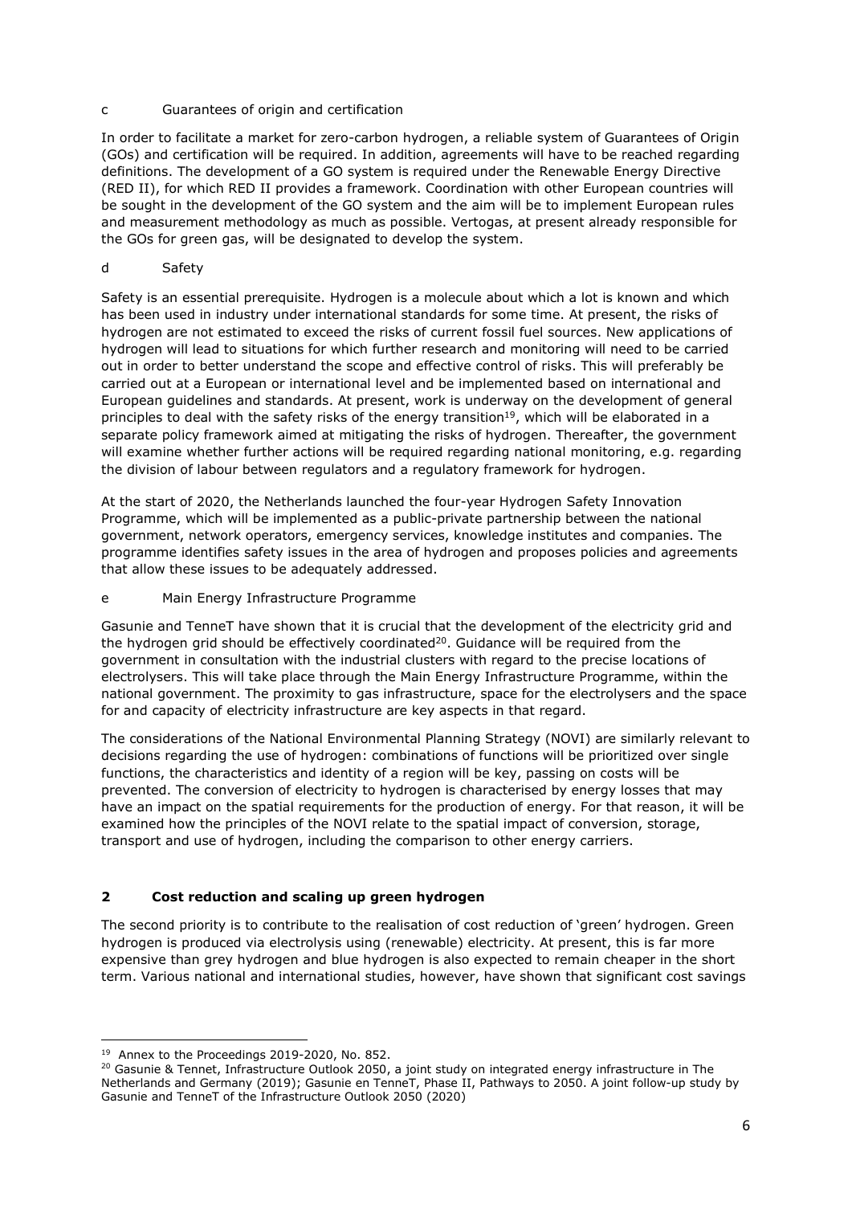### c Guarantees of origin and certification

In order to facilitate a market for zero-carbon hydrogen, a reliable system of Guarantees of Origin (GOs) and certification will be required. In addition, agreements will have to be reached regarding definitions. The development of a GO system is required under the Renewable Energy Directive (RED II), for which RED II provides a framework. Coordination with other European countries will be sought in the development of the GO system and the aim will be to implement European rules and measurement methodology as much as possible. Vertogas, at present already responsible for the GOs for green gas, will be designated to develop the system.

### d Safety

Safety is an essential prerequisite. Hydrogen is a molecule about which a lot is known and which has been used in industry under international standards for some time. At present, the risks of hydrogen are not estimated to exceed the risks of current fossil fuel sources. New applications of hydrogen will lead to situations for which further research and monitoring will need to be carried out in order to better understand the scope and effective control of risks. This will preferably be carried out at a European or international level and be implemented based on international and European guidelines and standards. At present, work is underway on the development of general principles to deal with the safety risks of the energy transition[19], which will be elaborated in a separate policy framework aimed at mitigating the risks of hydrogen. Thereafter, the government will examine whether further actions will be required regarding national monitoring, e.g. regarding the division of labour between regulators and a regulatory framework for hydrogen.

At the start of 2020, the Netherlands launched the four-year Hydrogen Safety Innovation Programme, which will be implemented as a public-private partnership between the national government, network operators, emergency services, knowledge institutes and companies. The programme identifies safety issues in the area of hydrogen and proposes policies and agreements that allow these issues to be adequately addressed.

### e Main Energy Infrastructure Programme

Gasunie and TenneT have shown that it is crucial that the development of the electricity grid and the hydrogen grid should be effectively coordinated[20]. Guidance will be required from the government in consultation with the industrial clusters with regard to the precise locations of electrolysers. This will take place through the Main Energy Infrastructure Programme, within the national government. The proximity to gas infrastructure, space for the electrolysers and the space for and capacity of electricity infrastructure are key aspects in that regard.

The considerations of the National Environmental Planning Strategy (NOVI) are similarly relevant to decisions regarding the use of hydrogen: combinations of functions will be prioritized over single functions, the characteristics and identity of a region will be key, passing on costs will be prevented. The conversion of electricity to hydrogen is characterised by energy losses that may have an impact on the spatial requirements for the production of energy. For that reason, it will be examined how the principles of the NOVI relate to the spatial impact of conversion, storage, transport and use of hydrogen, including the comparison to other energy carriers.

## 2 Cost reduction and scaling up green hydrogen

The second priority is to contribute to the realisation of cost reduction of 'green' hydrogen. Green hydrogen is produced via electrolysis using (renewable) electricity. At present, this is far more expensive than grey hydrogen and blue hydrogen is also expected to remain cheaper in the short term. Various national and international studies, however, have shown that significant cost savings

---

[19] Annex to the Proceedings 2019-2020, No. 852.

[20] Gasunie & Tennet, Infrastructure Outlook 2050, a joint study on integrated energy infrastructure in The Netherlands and Germany (2019); Gasunie en TenneT, Phase II, Pathways to 2050. A joint follow-up study by Gasunie and TenneT of the Infrastructure Outlook 2050 (2020)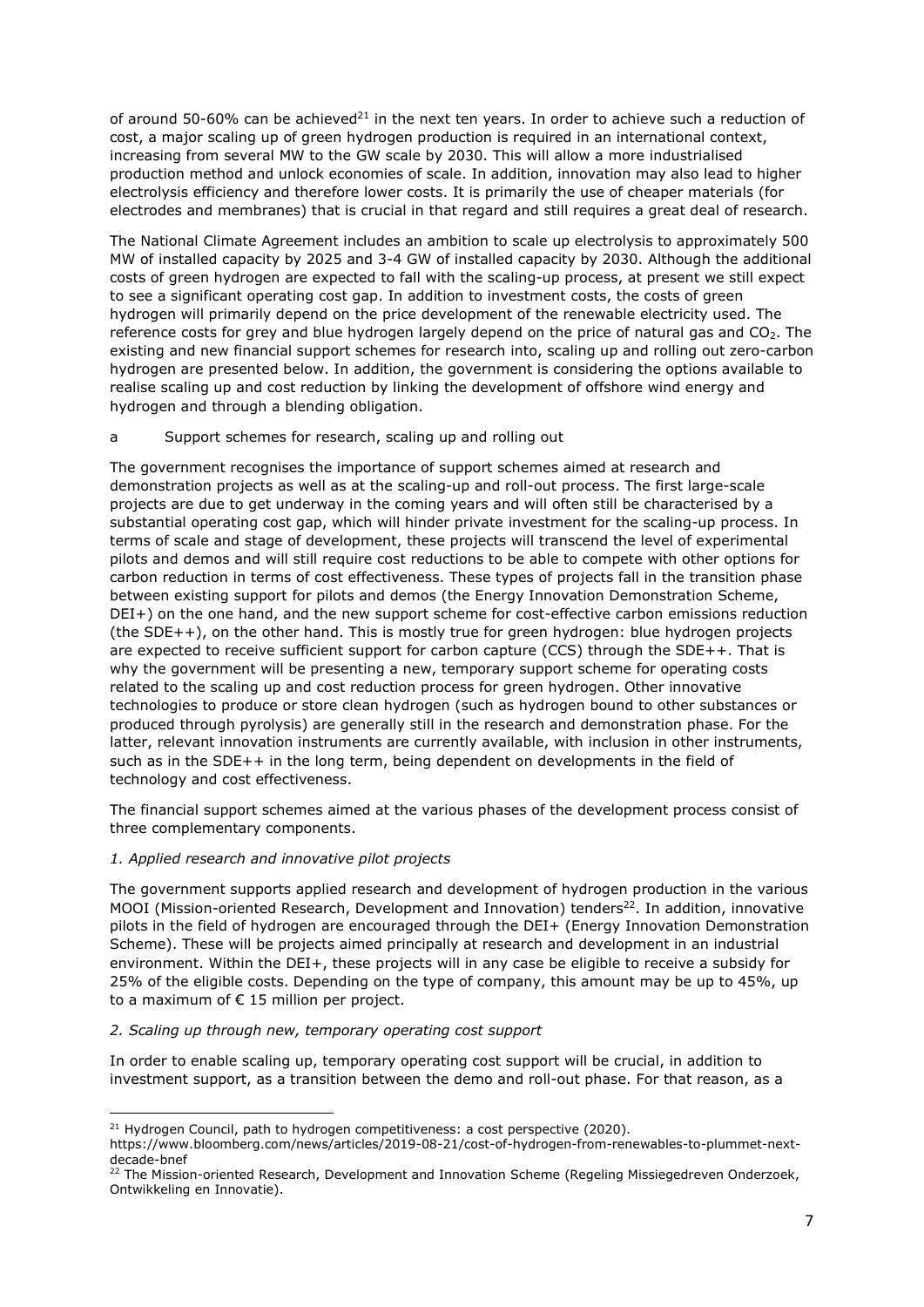of around 50-60% can be achieved[21] in the next ten years. In order to achieve such a reduction of cost, a major scaling up of green hydrogen production is required in an international context, increasing from several MW to the GW scale by 2030. This will allow a more industrialised production method and unlock economies of scale. In addition, innovation may also lead to higher electrolysis efficiency and therefore lower costs. It is primarily the use of cheaper materials (for electrodes and membranes) that is crucial in that regard and still requires a great deal of research.

The National Climate Agreement includes an ambition to scale up electrolysis to approximately 500 MW of installed capacity by 2025 and 3-4 GW of installed capacity by 2030. Although the additional costs of green hydrogen are expected to fall with the scaling-up process, at present we still expect to see a significant operating cost gap. In addition to investment costs, the costs of green hydrogen will primarily depend on the price development of the renewable electricity used. The reference costs for grey and blue hydrogen largely depend on the price of natural gas and $CO_2$. The existing and new financial support schemes for research into, scaling up and rolling out zero-carbon hydrogen are presented below. In addition, the government is considering the options available to realise scaling up and cost reduction by linking the development of offshore wind energy and hydrogen and through a blending obligation.

a Support schemes for research, scaling up and rolling out

The government recognises the importance of support schemes aimed at research and demonstration projects as well as at the scaling-up and roll-out process. The first large-scale projects are due to get underway in the coming years and will often still be characterised by a substantial operating cost gap, which will hinder private investment for the scaling-up process. In terms of scale and stage of development, these projects will transcend the level of experimental pilots and demos and will still require cost reductions to be able to compete with other options for carbon reduction in terms of cost effectiveness. These types of projects fall in the transition phase between existing support for pilots and demos (the Energy Innovation Demonstration Scheme, DEI+) on the one hand, and the new support scheme for cost-effective carbon emissions reduction (the SDE++), on the other hand. This is mostly true for green hydrogen: blue hydrogen projects are expected to receive sufficient support for carbon capture (CCS) through the SDE++. That is why the government will be presenting a new, temporary support scheme for operating costs related to the scaling up and cost reduction process for green hydrogen. Other innovative technologies to produce or store clean hydrogen (such as hydrogen bound to other substances or produced through pyrolysis) are generally still in the research and demonstration phase. For the latter, relevant innovation instruments are currently available, with inclusion in other instruments, such as in the SDE++ in the long term, being dependent on developments in the field of technology and cost effectiveness.

The financial support schemes aimed at the various phases of the development process consist of three complementary components.

*1. Applied research and innovative pilot projects*

The government supports applied research and development of hydrogen production in the various MOOI (Mission-oriented Research, Development and Innovation) tenders[22]. In addition, innovative pilots in the field of hydrogen are encouraged through the DEI+ (Energy Innovation Demonstration Scheme). These will be projects aimed principally at research and development in an industrial environment. Within the DEI+, these projects will in any case be eligible to receive a subsidy for 25% of the eligible costs. Depending on the type of company, this amount may be up to 45%, up to a maximum of € 15 million per project.

*2. Scaling up through new, temporary operating cost support*

In order to enable scaling up, temporary operating cost support will be crucial, in addition to investment support, as a transition between the demo and roll-out phase. For that reason, as a

---

[21] Hydrogen Council, path to hydrogen competitiveness: a cost perspective (2020). https://www.bloomberg.com/news/articles/2019-08-21/cost-of-hydrogen-from-renewables-to-plummet-next-decade-bnef

[22] The Mission-oriented Research, Development and Innovation Scheme (Regeling Missiegedreven Onderzoek, Ontwikkeling en Innovatie).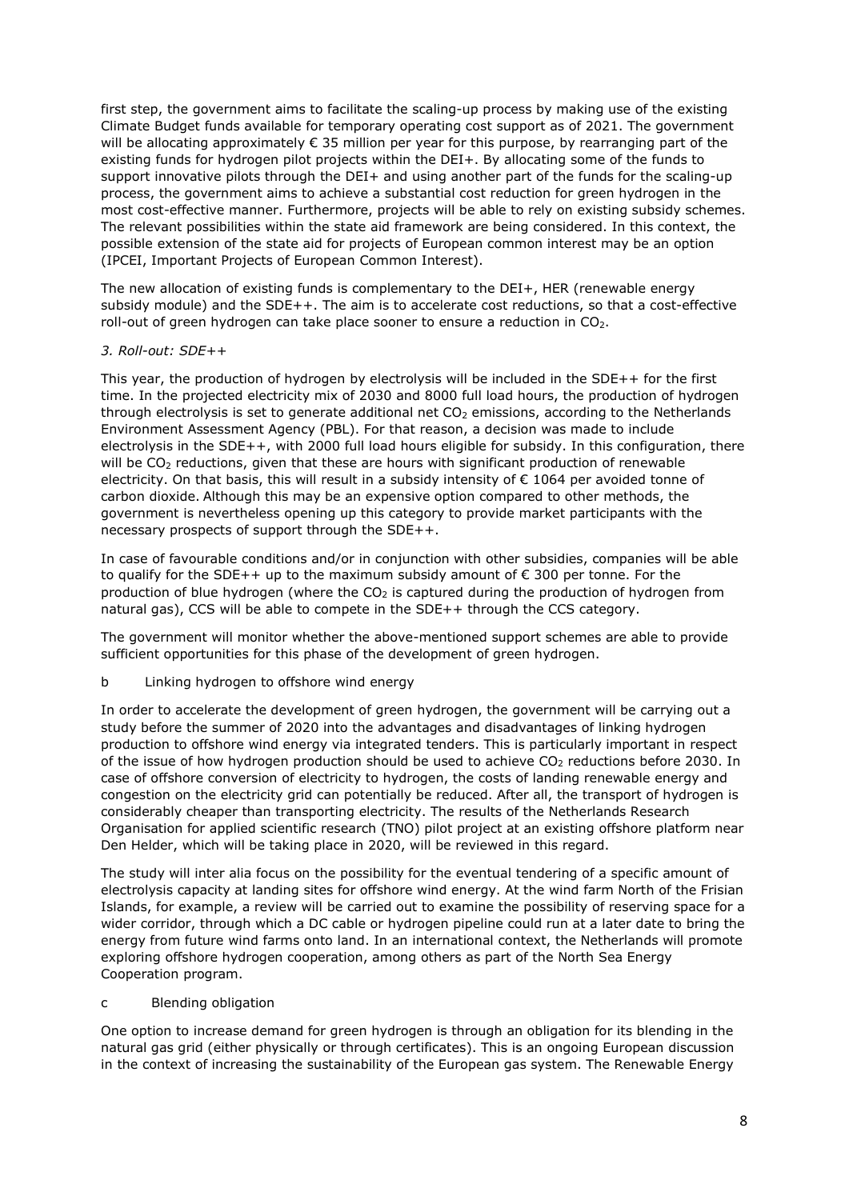first step, the government aims to facilitate the scaling-up process by making use of the existing Climate Budget funds available for temporary operating cost support as of 2021. The government will be allocating approximately € 35 million per year for this purpose, by rearranging part of the existing funds for hydrogen pilot projects within the DEI+. By allocating some of the funds to support innovative pilots through the DEI+ and using another part of the funds for the scaling-up process, the government aims to achieve a substantial cost reduction for green hydrogen in the most cost-effective manner. Furthermore, projects will be able to rely on existing subsidy schemes. The relevant possibilities within the state aid framework are being considered. In this context, the possible extension of the state aid for projects of European common interest may be an option (IPCEI, Important Projects of European Common Interest).

The new allocation of existing funds is complementary to the DEI+, HER (renewable energy subsidy module) and the SDE++. The aim is to accelerate cost reductions, so that a cost-effective roll-out of green hydrogen can take place sooner to ensure a reduction in $CO_2$.

*3. Roll-out: SDE++*

This year, the production of hydrogen by electrolysis will be included in the SDE++ for the first time. In the projected electricity mix of 2030 and 8000 full load hours, the production of hydrogen through electrolysis is set to generate additional net $CO_2$ emissions, according to the Netherlands Environment Assessment Agency (PBL). For that reason, a decision was made to include electrolysis in the SDE++, with 2000 full load hours eligible for subsidy. In this configuration, there will be $CO_2$ reductions, given that these are hours with significant production of renewable electricity. On that basis, this will result in a subsidy intensity of € 1064 per avoided tonne of carbon dioxide. Although this may be an expensive option compared to other methods, the government is nevertheless opening up this category to provide market participants with the necessary prospects of support through the SDE++.

In case of favourable conditions and/or in conjunction with other subsidies, companies will be able to qualify for the SDE++ up to the maximum subsidy amount of € 300 per tonne. For the production of blue hydrogen (where the $CO_2$ is captured during the production of hydrogen from natural gas), CCS will be able to compete in the SDE++ through the CCS category.

The government will monitor whether the above-mentioned support schemes are able to provide sufficient opportunities for this phase of the development of green hydrogen.

b Linking hydrogen to offshore wind energy

In order to accelerate the development of green hydrogen, the government will be carrying out a study before the summer of 2020 into the advantages and disadvantages of linking hydrogen production to offshore wind energy via integrated tenders. This is particularly important in respect of the issue of how hydrogen production should be used to achieve $CO_2$ reductions before 2030. In case of offshore conversion of electricity to hydrogen, the costs of landing renewable energy and congestion on the electricity grid can potentially be reduced. After all, the transport of hydrogen is considerably cheaper than transporting electricity. The results of the Netherlands Research Organisation for applied scientific research (TNO) pilot project at an existing offshore platform near Den Helder, which will be taking place in 2020, will be reviewed in this regard.

The study will inter alia focus on the possibility for the eventual tendering of a specific amount of electrolysis capacity at landing sites for offshore wind energy. At the wind farm North of the Frisian Islands, for example, a review will be carried out to examine the possibility of reserving space for a wider corridor, through which a DC cable or hydrogen pipeline could run at a later date to bring the energy from future wind farms onto land. In an international context, the Netherlands will promote exploring offshore hydrogen cooperation, among others as part of the North Sea Energy Cooperation program.

c Blending obligation

One option to increase demand for green hydrogen is through an obligation for its blending in the natural gas grid (either physically or through certificates). This is an ongoing European discussion in the context of increasing the sustainability of the European gas system. The Renewable Energy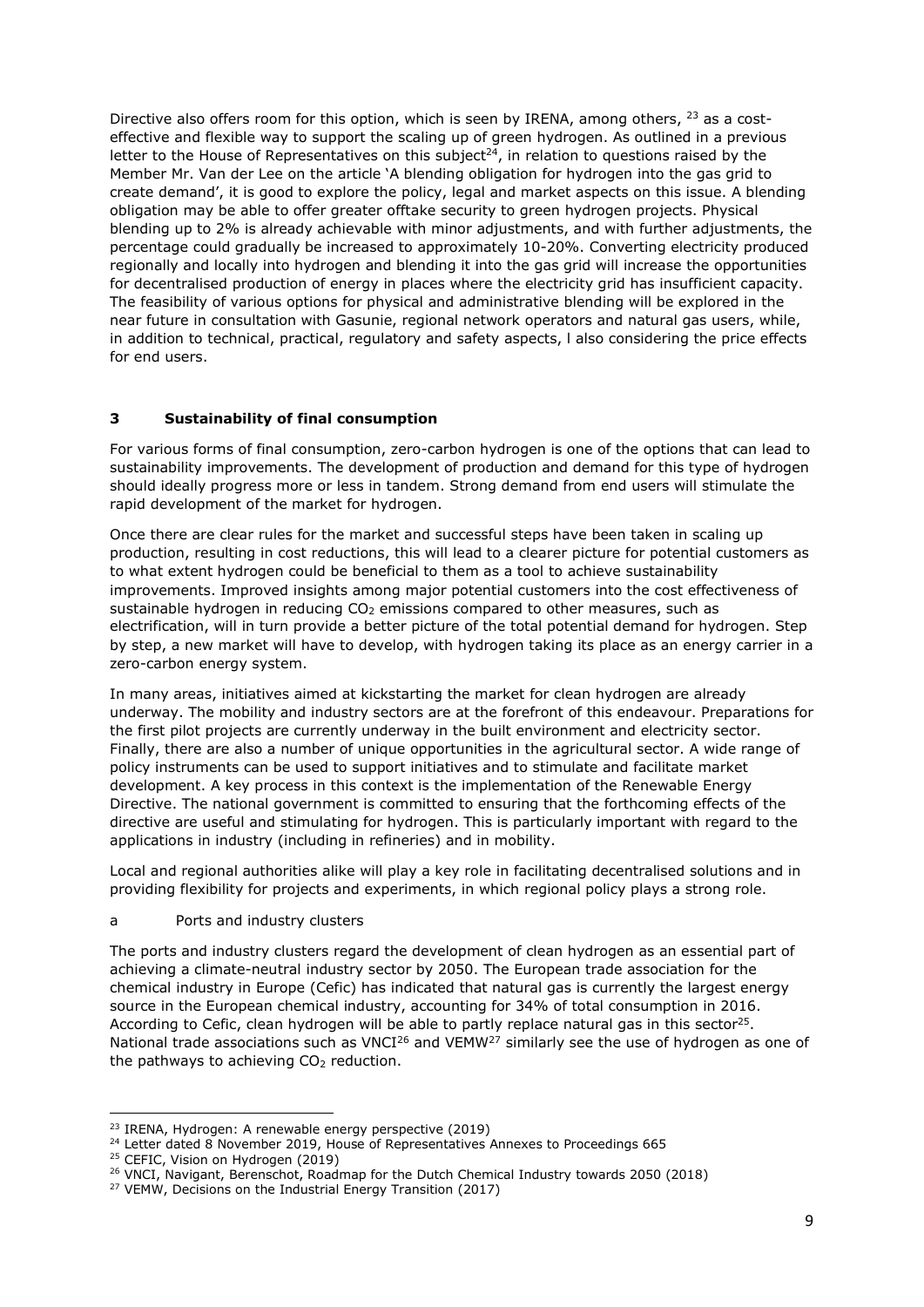Directive also offers room for this option, which is seen by IRENA, among others, [23] as a cost-effective and flexible way to support the scaling up of green hydrogen. As outlined in a previous letter to the House of Representatives on this subject[24], in relation to questions raised by the Member Mr. Van der Lee on the article 'A blending obligation for hydrogen into the gas grid to create demand', it is good to explore the policy, legal and market aspects on this issue. A blending obligation may be able to offer greater offtake security to green hydrogen projects. Physical blending up to 2% is already achievable with minor adjustments, and with further adjustments, the percentage could gradually be increased to approximately 10-20%. Converting electricity produced regionally and locally into hydrogen and blending it into the gas grid will increase the opportunities for decentralised production of energy in places where the electricity grid has insufficient capacity. The feasibility of various options for physical and administrative blending will be explored in the near future in consultation with Gasunie, regional network operators and natural gas users, while, in addition to technical, practical, regulatory and safety aspects, l also considering the price effects for end users.

## 3 Sustainability of final consumption

For various forms of final consumption, zero-carbon hydrogen is one of the options that can lead to sustainability improvements. The development of production and demand for this type of hydrogen should ideally progress more or less in tandem. Strong demand from end users will stimulate the rapid development of the market for hydrogen.

Once there are clear rules for the market and successful steps have been taken in scaling up production, resulting in cost reductions, this will lead to a clearer picture for potential customers as to what extent hydrogen could be beneficial to them as a tool to achieve sustainability improvements. Improved insights among major potential customers into the cost effectiveness of sustainable hydrogen in reducing $CO_2$ emissions compared to other measures, such as electrification, will in turn provide a better picture of the total potential demand for hydrogen. Step by step, a new market will have to develop, with hydrogen taking its place as an energy carrier in a zero-carbon energy system.

In many areas, initiatives aimed at kickstarting the market for clean hydrogen are already underway. The mobility and industry sectors are at the forefront of this endeavour. Preparations for the first pilot projects are currently underway in the built environment and electricity sector. Finally, there are also a number of unique opportunities in the agricultural sector. A wide range of policy instruments can be used to support initiatives and to stimulate and facilitate market development. A key process in this context is the implementation of the Renewable Energy Directive. The national government is committed to ensuring that the forthcoming effects of the directive are useful and stimulating for hydrogen. This is particularly important with regard to the applications in industry (including in refineries) and in mobility.

Local and regional authorities alike will play a key role in facilitating decentralised solutions and in providing flexibility for projects and experiments, in which regional policy plays a strong role.

### a Ports and industry clusters

The ports and industry clusters regard the development of clean hydrogen as an essential part of achieving a climate-neutral industry sector by 2050. The European trade association for the chemical industry in Europe (Cefic) has indicated that natural gas is currently the largest energy source in the European chemical industry, accounting for 34% of total consumption in 2016. According to Cefic, clean hydrogen will be able to partly replace natural gas in this sector[25]. National trade associations such as VNCI[26] and VEMW[27] similarly see the use of hydrogen as one of the pathways to achieving $CO_2$ reduction.

---

[23] IRENA, Hydrogen: A renewable energy perspective (2019)

[24] Letter dated 8 November 2019, House of Representatives Annexes to Proceedings 665

[25] CEFIC, Vision on Hydrogen (2019)

[26] VNCI, Navigant, Berenschot, Roadmap for the Dutch Chemical Industry towards 2050 (2018)

[27] VEMW, Decisions on the Industrial Energy Transition (2017)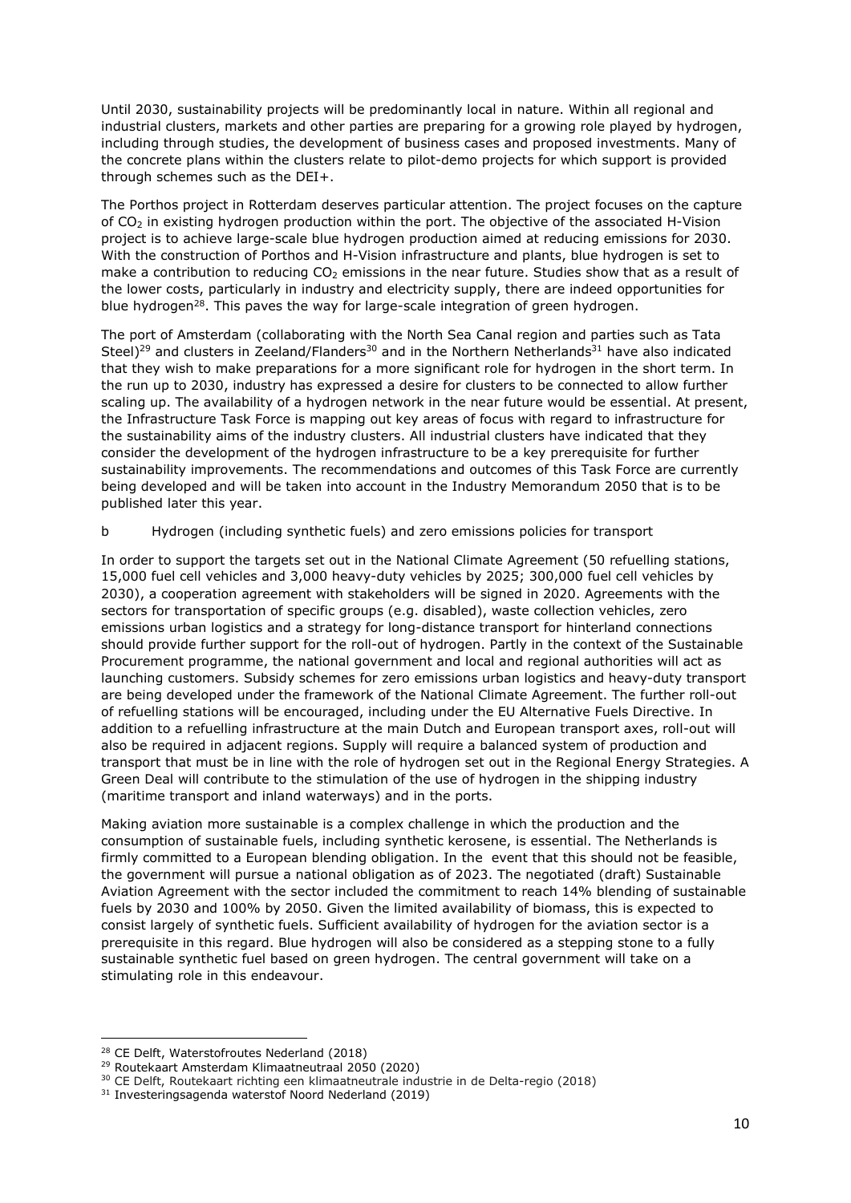Until 2030, sustainability projects will be predominantly local in nature. Within all regional and industrial clusters, markets and other parties are preparing for a growing role played by hydrogen, including through studies, the development of business cases and proposed investments. Many of the concrete plans within the clusters relate to pilot-demo projects for which support is provided through schemes such as the DEI+.

The Porthos project in Rotterdam deserves particular attention. The project focuses on the capture of $CO_2$ in existing hydrogen production within the port. The objective of the associated H-Vision project is to achieve large-scale blue hydrogen production aimed at reducing emissions for 2030. With the construction of Porthos and H-Vision infrastructure and plants, blue hydrogen is set to make a contribution to reducing $CO_2$ emissions in the near future. Studies show that as a result of the lower costs, particularly in industry and electricity supply, there are indeed opportunities for blue hydrogen[28]. This paves the way for large-scale integration of green hydrogen.

The port of Amsterdam (collaborating with the North Sea Canal region and parties such as Tata Steel)[29] and clusters in Zeeland/Flanders[30] and in the Northern Netherlands[31] have also indicated that they wish to make preparations for a more significant role for hydrogen in the short term. In the run up to 2030, industry has expressed a desire for clusters to be connected to allow further scaling up. The availability of a hydrogen network in the near future would be essential. At present, the Infrastructure Task Force is mapping out key areas of focus with regard to infrastructure for the sustainability aims of the industry clusters. All industrial clusters have indicated that they consider the development of the hydrogen infrastructure to be a key prerequisite for further sustainability improvements. The recommendations and outcomes of this Task Force are currently being developed and will be taken into account in the Industry Memorandum 2050 that is to be published later this year.

b Hydrogen (including synthetic fuels) and zero emissions policies for transport

In order to support the targets set out in the National Climate Agreement (50 refuelling stations, 15,000 fuel cell vehicles and 3,000 heavy-duty vehicles by 2025; 300,000 fuel cell vehicles by 2030), a cooperation agreement with stakeholders will be signed in 2020. Agreements with the sectors for transportation of specific groups (e.g. disabled), waste collection vehicles, zero emissions urban logistics and a strategy for long-distance transport for hinterland connections should provide further support for the roll-out of hydrogen. Partly in the context of the Sustainable Procurement programme, the national government and local and regional authorities will act as launching customers. Subsidy schemes for zero emissions urban logistics and heavy-duty transport are being developed under the framework of the National Climate Agreement. The further roll-out of refuelling stations will be encouraged, including under the EU Alternative Fuels Directive. In addition to a refuelling infrastructure at the main Dutch and European transport axes, roll-out will also be required in adjacent regions. Supply will require a balanced system of production and transport that must be in line with the role of hydrogen set out in the Regional Energy Strategies. A Green Deal will contribute to the stimulation of the use of hydrogen in the shipping industry (maritime transport and inland waterways) and in the ports.

Making aviation more sustainable is a complex challenge in which the production and the consumption of sustainable fuels, including synthetic kerosene, is essential. The Netherlands is firmly committed to a European blending obligation. In the event that this should not be feasible, the government will pursue a national obligation as of 2023. The negotiated (draft) Sustainable Aviation Agreement with the sector included the commitment to reach 14% blending of sustainable fuels by 2030 and 100% by 2050. Given the limited availability of biomass, this is expected to consist largely of synthetic fuels. Sufficient availability of hydrogen for the aviation sector is a prerequisite in this regard. Blue hydrogen will also be considered as a stepping stone to a fully sustainable synthetic fuel based on green hydrogen. The central government will take on a stimulating role in this endeavour.

---

[28] CE Delft, Waterstofroutes Nederland (2018)

[29] Routekaart Amsterdam Klimaatneutraal 2050 (2020)

[30] CE Delft, Routekaart richting een klimaatneutrale industrie in de Delta-regio (2018)

[31] Investeringsagenda waterstof Noord Nederland (2019)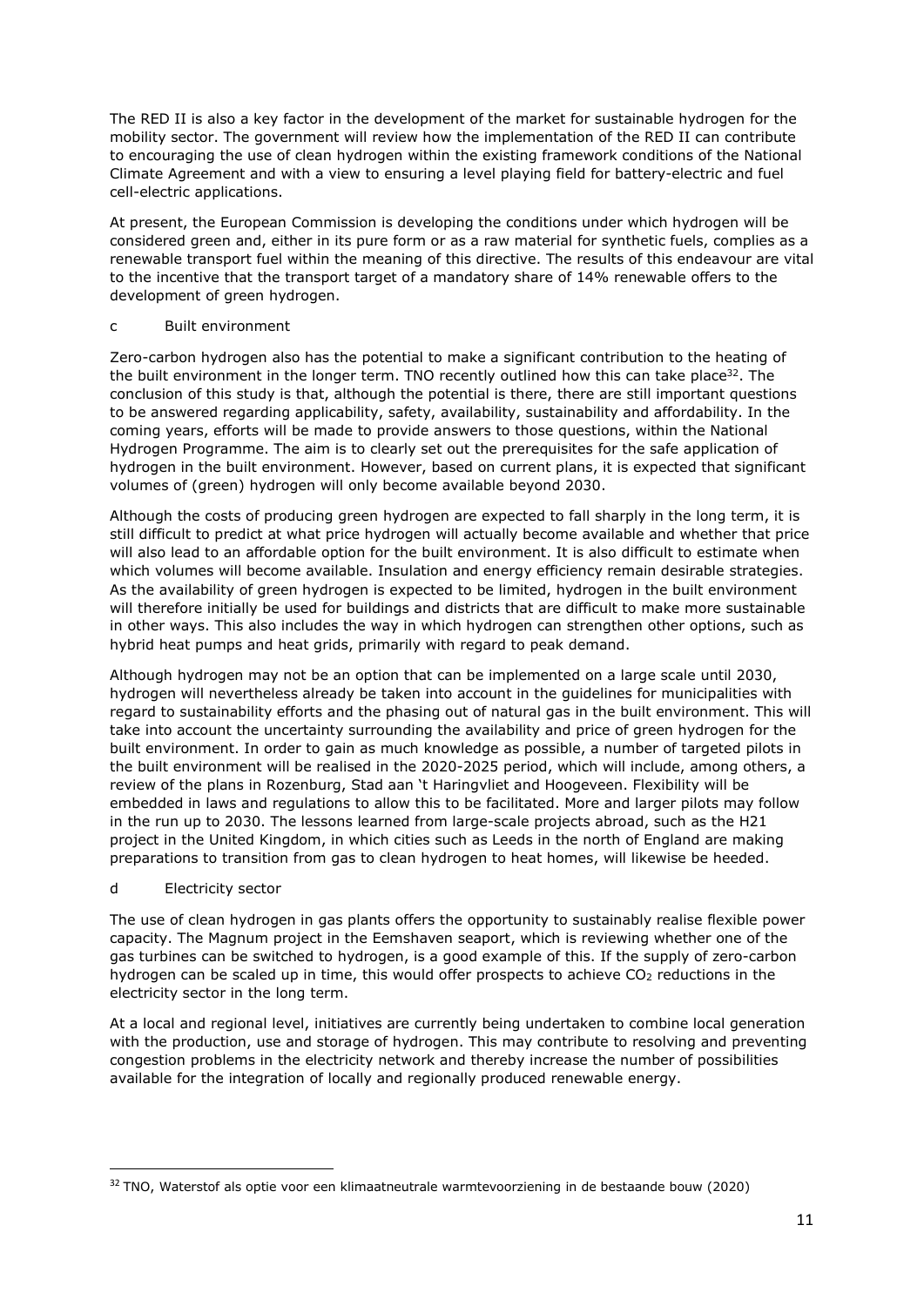The RED II is also a key factor in the development of the market for sustainable hydrogen for the mobility sector. The government will review how the implementation of the RED II can contribute to encouraging the use of clean hydrogen within the existing framework conditions of the National Climate Agreement and with a view to ensuring a level playing field for battery-electric and fuel cell-electric applications.

At present, the European Commission is developing the conditions under which hydrogen will be considered green and, either in its pure form or as a raw material for synthetic fuels, complies as a renewable transport fuel within the meaning of this directive. The results of this endeavour are vital to the incentive that the transport target of a mandatory share of 14% renewable offers to the development of green hydrogen.

### c Built environment

Zero-carbon hydrogen also has the potential to make a significant contribution to the heating of the built environment in the longer term. TNO recently outlined how this can take place[32]. The conclusion of this study is that, although the potential is there, there are still important questions to be answered regarding applicability, safety, availability, sustainability and affordability. In the coming years, efforts will be made to provide answers to those questions, within the National Hydrogen Programme. The aim is to clearly set out the prerequisites for the safe application of hydrogen in the built environment. However, based on current plans, it is expected that significant volumes of (green) hydrogen will only become available beyond 2030.

Although the costs of producing green hydrogen are expected to fall sharply in the long term, it is still difficult to predict at what price hydrogen will actually become available and whether that price will also lead to an affordable option for the built environment. It is also difficult to estimate when which volumes will become available. Insulation and energy efficiency remain desirable strategies. As the availability of green hydrogen is expected to be limited, hydrogen in the built environment will therefore initially be used for buildings and districts that are difficult to make more sustainable in other ways. This also includes the way in which hydrogen can strengthen other options, such as hybrid heat pumps and heat grids, primarily with regard to peak demand.

Although hydrogen may not be an option that can be implemented on a large scale until 2030, hydrogen will nevertheless already be taken into account in the guidelines for municipalities with regard to sustainability efforts and the phasing out of natural gas in the built environment. This will take into account the uncertainty surrounding the availability and price of green hydrogen for the built environment. In order to gain as much knowledge as possible, a number of targeted pilots in the built environment will be realised in the 2020-2025 period, which will include, among others, a review of the plans in Rozenburg, Stad aan 't Haringvliet and Hoogeveen. Flexibility will be embedded in laws and regulations to allow this to be facilitated. More and larger pilots may follow in the run up to 2030. The lessons learned from large-scale projects abroad, such as the H21 project in the United Kingdom, in which cities such as Leeds in the north of England are making preparations to transition from gas to clean hydrogen to heat homes, will likewise be heeded.

### d Electricity sector

The use of clean hydrogen in gas plants offers the opportunity to sustainably realise flexible power capacity. The Magnum project in the Eemshaven seaport, which is reviewing whether one of the gas turbines can be switched to hydrogen, is a good example of this. If the supply of zero-carbon hydrogen can be scaled up in time, this would offer prospects to achieve $CO_2$ reductions in the electricity sector in the long term.

At a local and regional level, initiatives are currently being undertaken to combine local generation with the production, use and storage of hydrogen. This may contribute to resolving and preventing congestion problems in the electricity network and thereby increase the number of possibilities available for the integration of locally and regionally produced renewable energy.

---

[32] TNO, Waterstof als optie voor een klimaatneutrale warmtevoorziening in de bestaande bouw (2020)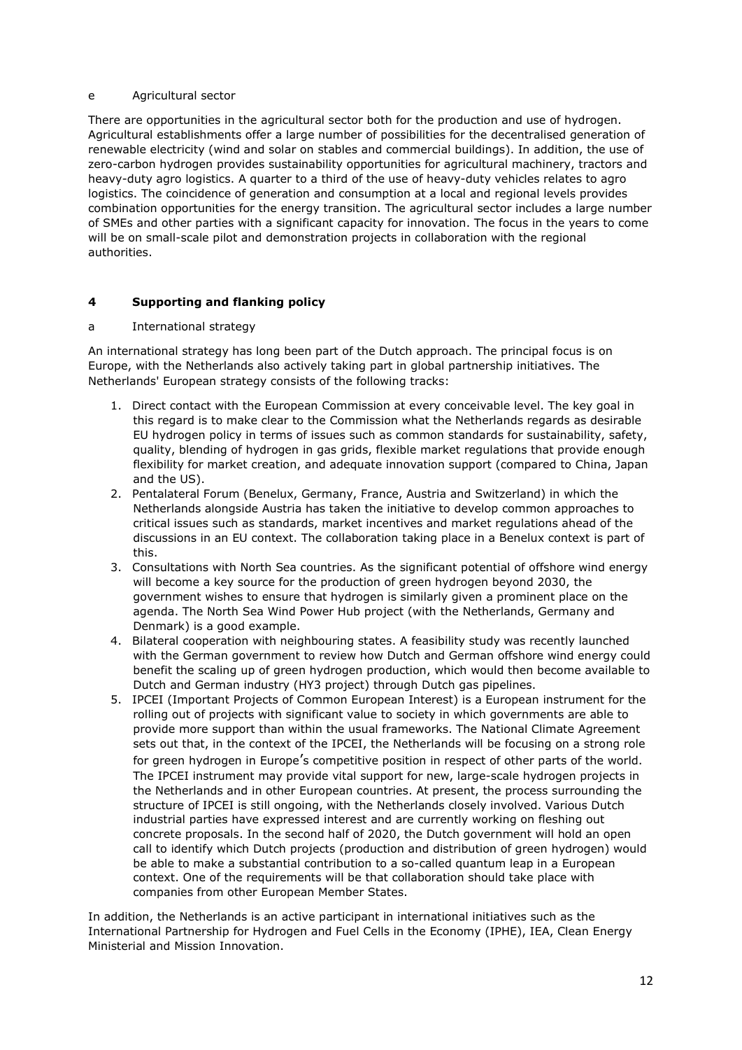#### e Agricultural sector

There are opportunities in the agricultural sector both for the production and use of hydrogen. Agricultural establishments offer a large number of possibilities for the decentralised generation of renewable electricity (wind and solar on stables and commercial buildings). In addition, the use of zero-carbon hydrogen provides sustainability opportunities for agricultural machinery, tractors and heavy-duty agro logistics. A quarter to a third of the use of heavy-duty vehicles relates to agro logistics. The coincidence of generation and consumption at a local and regional levels provides combination opportunities for the energy transition. The agricultural sector includes a large number of SMEs and other parties with a significant capacity for innovation. The focus in the years to come will be on small-scale pilot and demonstration projects in collaboration with the regional authorities.

## 4 Supporting and flanking policy

#### a International strategy

An international strategy has long been part of the Dutch approach. The principal focus is on Europe, with the Netherlands also actively taking part in global partnership initiatives. The Netherlands' European strategy consists of the following tracks:

1. Direct contact with the European Commission at every conceivable level. The key goal in this regard is to make clear to the Commission what the Netherlands regards as desirable EU hydrogen policy in terms of issues such as common standards for sustainability, safety, quality, blending of hydrogen in gas grids, flexible market regulations that provide enough flexibility for market creation, and adequate innovation support (compared to China, Japan and the US).
2. Pentalateral Forum (Benelux, Germany, France, Austria and Switzerland) in which the Netherlands alongside Austria has taken the initiative to develop common approaches to critical issues such as standards, market incentives and market regulations ahead of the discussions in an EU context. The collaboration taking place in a Benelux context is part of this.
3. Consultations with North Sea countries. As the significant potential of offshore wind energy will become a key source for the production of green hydrogen beyond 2030, the government wishes to ensure that hydrogen is similarly given a prominent place on the agenda. The North Sea Wind Power Hub project (with the Netherlands, Germany and Denmark) is a good example.
4. Bilateral cooperation with neighbouring states. A feasibility study was recently launched with the German government to review how Dutch and German offshore wind energy could benefit the scaling up of green hydrogen production, which would then become available to Dutch and German industry (HY3 project) through Dutch gas pipelines.
5. IPCEI (Important Projects of Common European Interest) is a European instrument for the rolling out of projects with significant value to society in which governments are able to provide more support than within the usual frameworks. The National Climate Agreement sets out that, in the context of the IPCEI, the Netherlands will be focusing on a strong role for green hydrogen in Europe's competitive position in respect of other parts of the world. The IPCEI instrument may provide vital support for new, large-scale hydrogen projects in the Netherlands and in other European countries. At present, the process surrounding the structure of IPCEI is still ongoing, with the Netherlands closely involved. Various Dutch industrial parties have expressed interest and are currently working on fleshing out concrete proposals. In the second half of 2020, the Dutch government will hold an open call to identify which Dutch projects (production and distribution of green hydrogen) would be able to make a substantial contribution to a so-called quantum leap in a European context. One of the requirements will be that collaboration should take place with companies from other European Member States.

In addition, the Netherlands is an active participant in international initiatives such as the International Partnership for Hydrogen and Fuel Cells in the Economy (IPHE), IEA, Clean Energy Ministerial and Mission Innovation.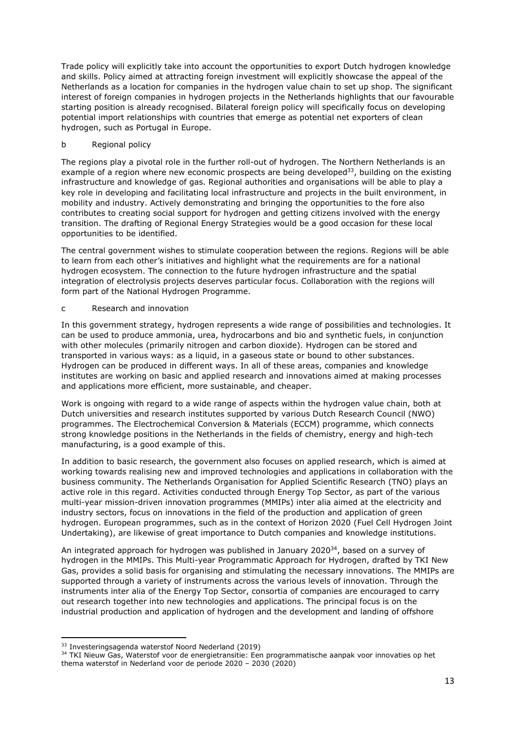Trade policy will explicitly take into account the opportunities to export Dutch hydrogen knowledge and skills. Policy aimed at attracting foreign investment will explicitly showcase the appeal of the Netherlands as a location for companies in the hydrogen value chain to set up shop. The significant interest of foreign companies in hydrogen projects in the Netherlands highlights that our favourable starting position is already recognised. Bilateral foreign policy will specifically focus on developing potential import relationships with countries that emerge as potential net exporters of clean hydrogen, such as Portugal in Europe.

### b Regional policy

The regions play a pivotal role in the further roll-out of hydrogen. The Northern Netherlands is an example of a region where new economic prospects are being developed[33], building on the existing infrastructure and knowledge of gas. Regional authorities and organisations will be able to play a key role in developing and facilitating local infrastructure and projects in the built environment, in mobility and industry. Actively demonstrating and bringing the opportunities to the fore also contributes to creating social support for hydrogen and getting citizens involved with the energy transition. The drafting of Regional Energy Strategies would be a good occasion for these local opportunities to be identified.

The central government wishes to stimulate cooperation between the regions. Regions will be able to learn from each other's initiatives and highlight what the requirements are for a national hydrogen ecosystem. The connection to the future hydrogen infrastructure and the spatial integration of electrolysis projects deserves particular focus. Collaboration with the regions will form part of the National Hydrogen Programme.

### c Research and innovation

In this government strategy, hydrogen represents a wide range of possibilities and technologies. It can be used to produce ammonia, urea, hydrocarbons and bio and synthetic fuels, in conjunction with other molecules (primarily nitrogen and carbon dioxide). Hydrogen can be stored and transported in various ways: as a liquid, in a gaseous state or bound to other substances. Hydrogen can be produced in different ways. In all of these areas, companies and knowledge institutes are working on basic and applied research and innovations aimed at making processes and applications more efficient, more sustainable, and cheaper.

Work is ongoing with regard to a wide range of aspects within the hydrogen value chain, both at Dutch universities and research institutes supported by various Dutch Research Council (NWO) programmes. The Electrochemical Conversion & Materials (ECCM) programme, which connects strong knowledge positions in the Netherlands in the fields of chemistry, energy and high-tech manufacturing, is a good example of this.

In addition to basic research, the government also focuses on applied research, which is aimed at working towards realising new and improved technologies and applications in collaboration with the business community. The Netherlands Organisation for Applied Scientific Research (TNO) plays an active role in this regard. Activities conducted through Energy Top Sector, as part of the various multi-year mission-driven innovation programmes (MMIPs) inter alia aimed at the electricity and industry sectors, focus on innovations in the field of the production and application of green hydrogen. European programmes, such as in the context of Horizon 2020 (Fuel Cell Hydrogen Joint Undertaking), are likewise of great importance to Dutch companies and knowledge institutions.

An integrated approach for hydrogen was published in January 2020[34], based on a survey of hydrogen in the MMIPs. This Multi-year Programmatic Approach for Hydrogen, drafted by TKI New Gas, provides a solid basis for organising and stimulating the necessary innovations. The MMIPs are supported through a variety of instruments across the various levels of innovation. Through the instruments inter alia of the Energy Top Sector, consortia of companies are encouraged to carry out research together into new technologies and applications. The principal focus is on the industrial production and application of hydrogen and the development and landing of offshore

---

[33] Investeringsagenda waterstof Noord Nederland (2019)

[34] TKI Nieuw Gas, Waterstof voor de energietransitie: Een programmatische aanpak voor innovaties op het thema waterstof in Nederland voor de periode 2020 – 2030 (2020)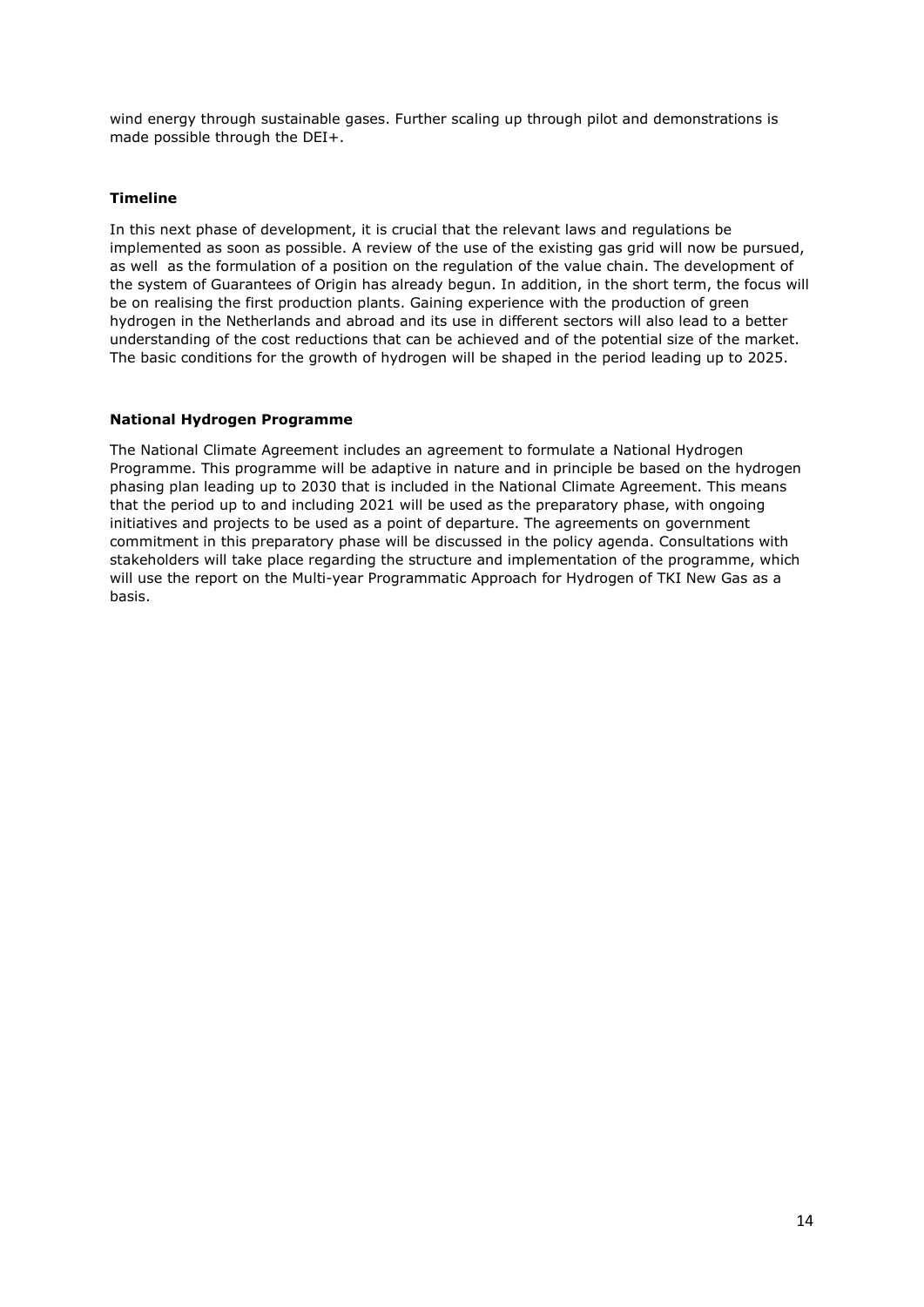wind energy through sustainable gases. Further scaling up through pilot and demonstrations is made possible through the DEI+.

**Timeline**

In this next phase of development, it is crucial that the relevant laws and regulations be implemented as soon as possible. A review of the use of the existing gas grid will now be pursued, as well as the formulation of a position on the regulation of the value chain. The development of the system of Guarantees of Origin has already begun. In addition, in the short term, the focus will be on realising the first production plants. Gaining experience with the production of green hydrogen in the Netherlands and abroad and its use in different sectors will also lead to a better understanding of the cost reductions that can be achieved and of the potential size of the market. The basic conditions for the growth of hydrogen will be shaped in the period leading up to 2025.

**National Hydrogen Programme**

The National Climate Agreement includes an agreement to formulate a National Hydrogen Programme. This programme will be adaptive in nature and in principle be based on the hydrogen phasing plan leading up to 2030 that is included in the National Climate Agreement. This means that the period up to and including 2021 will be used as the preparatory phase, with ongoing initiatives and projects to be used as a point of departure. The agreements on government commitment in this preparatory phase will be discussed in the policy agenda. Consultations with stakeholders will take place regarding the structure and implementation of the programme, which will use the report on the Multi-year Programmatic Approach for Hydrogen of TKI New Gas as a basis.